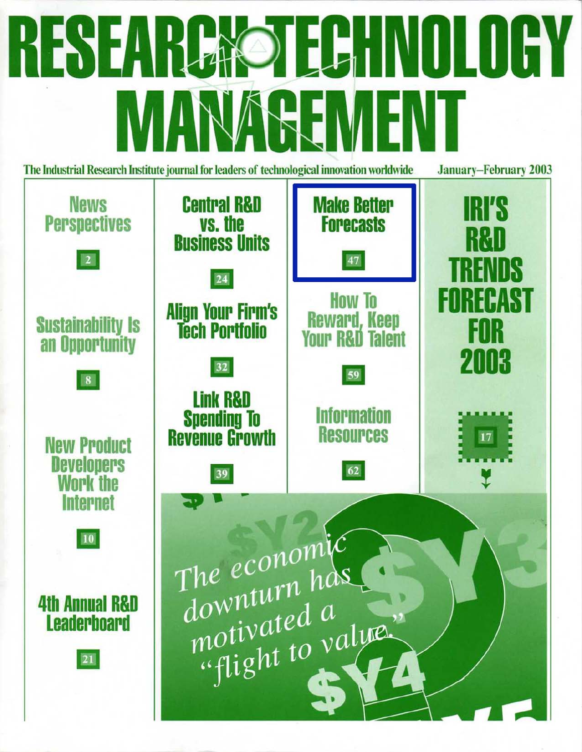# RESEARCH TECHNOLOGY MANAGEMENT

The Industrial Research Institute journal for leaders of technological innovation worldwide

January–February 2003

**News Perspectives** 2

**Sustainability Is an Opportunity** 8

**New Product Developers Work the Internet** 10

**4th Annual R&D Leaderboard** 21

**Central R&D vs. the Business Units** 24

**Align Your Firm's Tech Portfolio** 32

**Link R&D Spending To Revenue Growth** 39

**Make Better Forecasts** 47

**How To Reward, Keep Your R&D Talent** 59

**Information Resources** 62

**IRI'S R&D TRENDS FORECAST FOR 2003** 17

*The economic downturn has motivated a "flight to value."*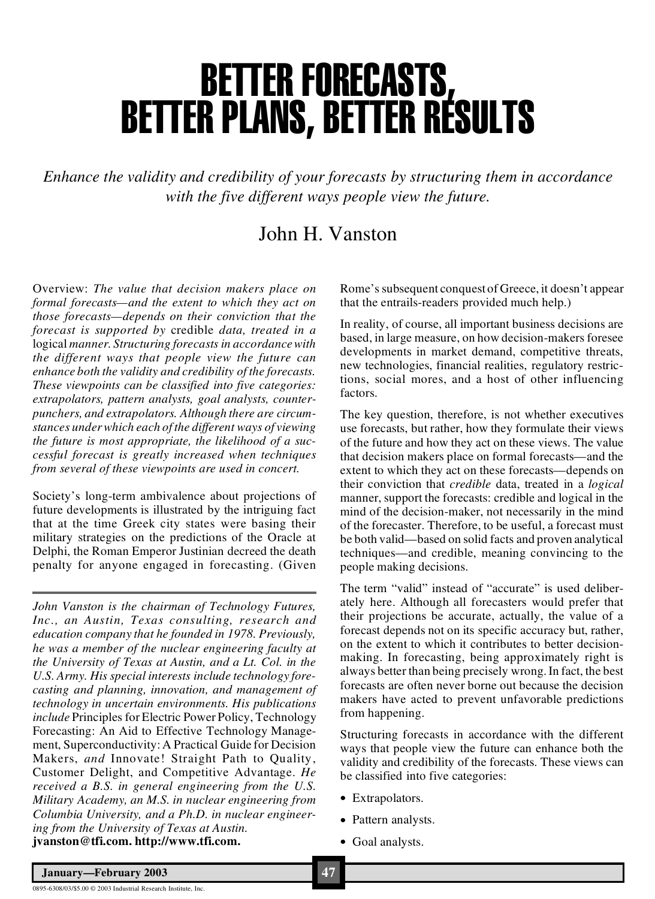# BETTER FORECASTS, BETTER PLANS, BETTER RESULTS

*Enhance the validity and credibility of your forecasts by structuring them in accordance with the five different ways people view the future.*

John H. Vanston

Overview: *The value that decision makers place on formal forecasts—and the extent to which they act on those forecasts—depends on their conviction that the forecast is supported by* credible *data, treated in a* logical *manner. Structuring forecasts in accordance with the different ways that people view the future can enhance both the validity and credibility of the forecasts. These viewpoints can be classified into five categories: extrapolators, pattern analysts, goal analysts, counter-punchers, and extrapolators. Although there are circumstances under which each of the different ways of viewing the future is most appropriate, the likelihood of a successful forecast is greatly increased when techniques from several of these viewpoints are used in concert.*

Society's long-term ambivalence about projections of future developments is illustrated by the intriguing fact that at the time Greek city states were basing their military strategies on the predictions of the Oracle at Delphi, the Roman Emperor Justinian decreed the death penalty for anyone engaged in forecasting. (Given Rome's subsequent conquest of Greece, it doesn't appear that the entrails-readers provided much help.)

*John Vanston is the chairman of Technology Futures, Inc., an Austin, Texas consulting, research and education company that he founded in 1978. Previously, he was a member of the nuclear engineering faculty at the University of Texas at Austin, and a Lt. Col. in the U.S. Army. His special interests include technology forecasting and planning, innovation, and management of technology in uncertain environments. His publications include* Principles for Electric Power Policy, Technology Forecasting: An Aid to Effective Technology Management, Superconductivity: A Practical Guide for Decision Makers, *and* Innovate! Straight Path to Quality, Customer Delight, and Competitive Advantage. *He received a B.S. in general engineering from the U.S. Military Academy, an M.S. in nuclear engineering from Columbia University, and a Ph.D. in nuclear engineering from the University of Texas at Austin.*
**jvanston@tfi.com. http://www.tfi.com.**

In reality, of course, all important business decisions are based, in large measure, on how decision-makers foresee developments in market demand, competitive threats, new technologies, financial realities, regulatory restrictions, social mores, and a host of other influencing factors.

The key question, therefore, is not whether executives use forecasts, but rather, how they formulate their views of the future and how they act on these views. The value that decision makers place on formal forecasts—and the extent to which they act on these forecasts—depends on their conviction that *credible* data, treated in a *logical* manner, support the forecasts: credible and logical in the mind of the decision-maker, not necessarily in the mind of the forecaster. Therefore, to be useful, a forecast must be both valid—based on solid facts and proven analytical techniques—and credible, meaning convincing to the people making decisions.

The term "valid" instead of "accurate" is used deliberately here. Although all forecasters would prefer that their projections be accurate, actually, the value of a forecast depends not on its specific accuracy but, rather, on the extent to which it contributes to better decision-making. In forecasting, being approximately right is always better than being precisely wrong. In fact, the best forecasts are often never borne out because the decision makers have acted to prevent unfavorable predictions from happening.

Structuring forecasts in accordance with the different ways that people view the future can enhance both the validity and credibility of the forecasts. These views can be classified into five categories:

- Extrapolators.
- Pattern analysts.
- Goal analysts.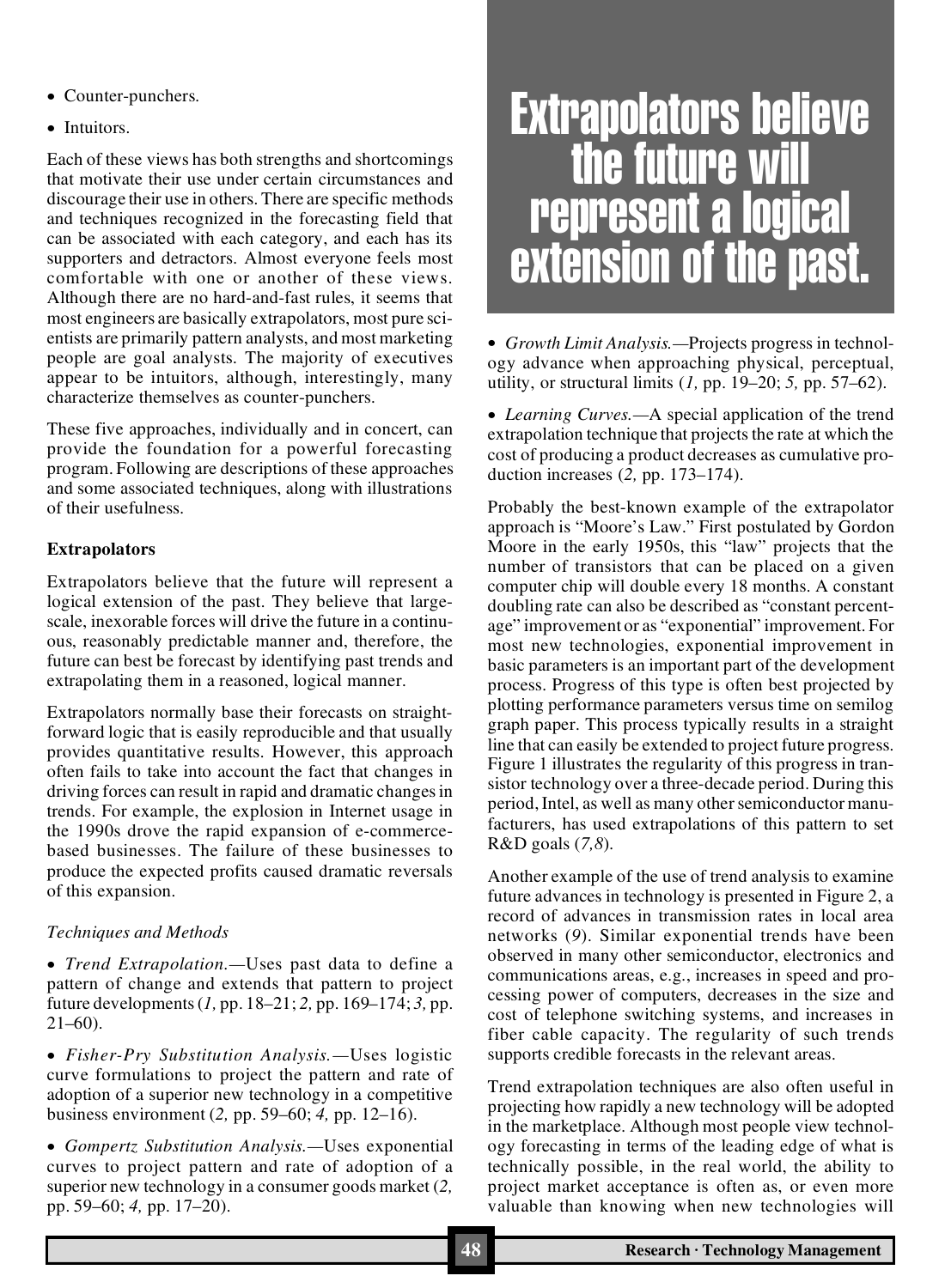- Counter-punchers.
- Intuitors.

Each of these views has both strengths and shortcomings that motivate their use under certain circumstances and discourage their use in others. There are specific methods and techniques recognized in the forecasting field that can be associated with each category, and each has its supporters and detractors. Almost everyone feels most comfortable with one or another of these views. Although there are no hard-and-fast rules, it seems that most engineers are basically extrapolators, most pure scientists are primarily pattern analysts, and most marketing people are goal analysts. The majority of executives appear to be intuitors, although, interestingly, many characterize themselves as counter-punchers.

These five approaches, individually and in concert, can provide the foundation for a powerful forecasting program. Following are descriptions of these approaches and some associated techniques, along with illustrations of their usefulness.

### Extrapolators

Extrapolators believe that the future will represent a logical extension of the past. They believe that large-scale, inexorable forces will drive the future in a continuous, reasonably predictable manner and, therefore, the future can best be forecast by identifying past trends and extrapolating them in a reasoned, logical manner.

Extrapolators normally base their forecasts on straightforward logic that is easily reproducible and that usually provides quantitative results. However, this approach often fails to take into account the fact that changes in driving forces can result in rapid and dramatic changes in trends. For example, the explosion in Internet usage in the 1990s drove the rapid expansion of e-commerce-based businesses. The failure of these businesses to produce the expected profits caused dramatic reversals of this expansion.

*Techniques and Methods*

- *Trend Extrapolation.*—Uses past data to define a pattern of change and extends that pattern to project future developments (*1,* pp. 18–21; *2,* pp. 169–174; *3,* pp. 21–60).
- *Fisher-Pry Substitution Analysis.*—Uses logistic curve formulations to project the pattern and rate of adoption of a superior new technology in a competitive business environment (*2,* pp. 59–60; *4,* pp. 12–16).
- *Gompertz Substitution Analysis.*—Uses exponential curves to project pattern and rate of adoption of a superior new technology in a consumer goods market (*2,* pp. 59–60; *4,* pp. 17–20).

**Extrapolators believe the future will represent a logical extension of the past.**

- *Growth Limit Analysis.*—Projects progress in technology advance when approaching physical, perceptual, utility, or structural limits (*1,* pp. 19–20; *5,* pp. 57–62).
- *Learning Curves.*—A special application of the trend extrapolation technique that projects the rate at which the cost of producing a product decreases as cumulative production increases (*2,* pp. 173–174).

Probably the best-known example of the extrapolator approach is "Moore's Law." First postulated by Gordon Moore in the early 1950s, this "law" projects that the number of transistors that can be placed on a given computer chip will double every 18 months. A constant doubling rate can also be described as "constant percentage" improvement or as "exponential" improvement. For most new technologies, exponential improvement in basic parameters is an important part of the development process. Progress of this type is often best projected by plotting performance parameters versus time on semilog graph paper. This process typically results in a straight line that can easily be extended to project future progress. Figure 1 illustrates the regularity of this progress in transistor technology over a three-decade period. During this period, Intel, as well as many other semiconductor manufacturers, has used extrapolations of this pattern to set R&D goals (*7,8*).

Another example of the use of trend analysis to examine future advances in technology is presented in Figure 2, a record of advances in transmission rates in local area networks (*9*). Similar exponential trends have been observed in many other semiconductor, electronics and communications areas, e.g., increases in speed and processing power of computers, decreases in the size and cost of telephone switching systems, and increases in fiber cable capacity. The regularity of such trends supports credible forecasts in the relevant areas.

Trend extrapolation techniques are also often useful in projecting how rapidly a new technology will be adopted in the marketplace. Although most people view technology forecasting in terms of the leading edge of what is technically possible, in the real world, the ability to project market acceptance is often as, or even more valuable than knowing when new technologies will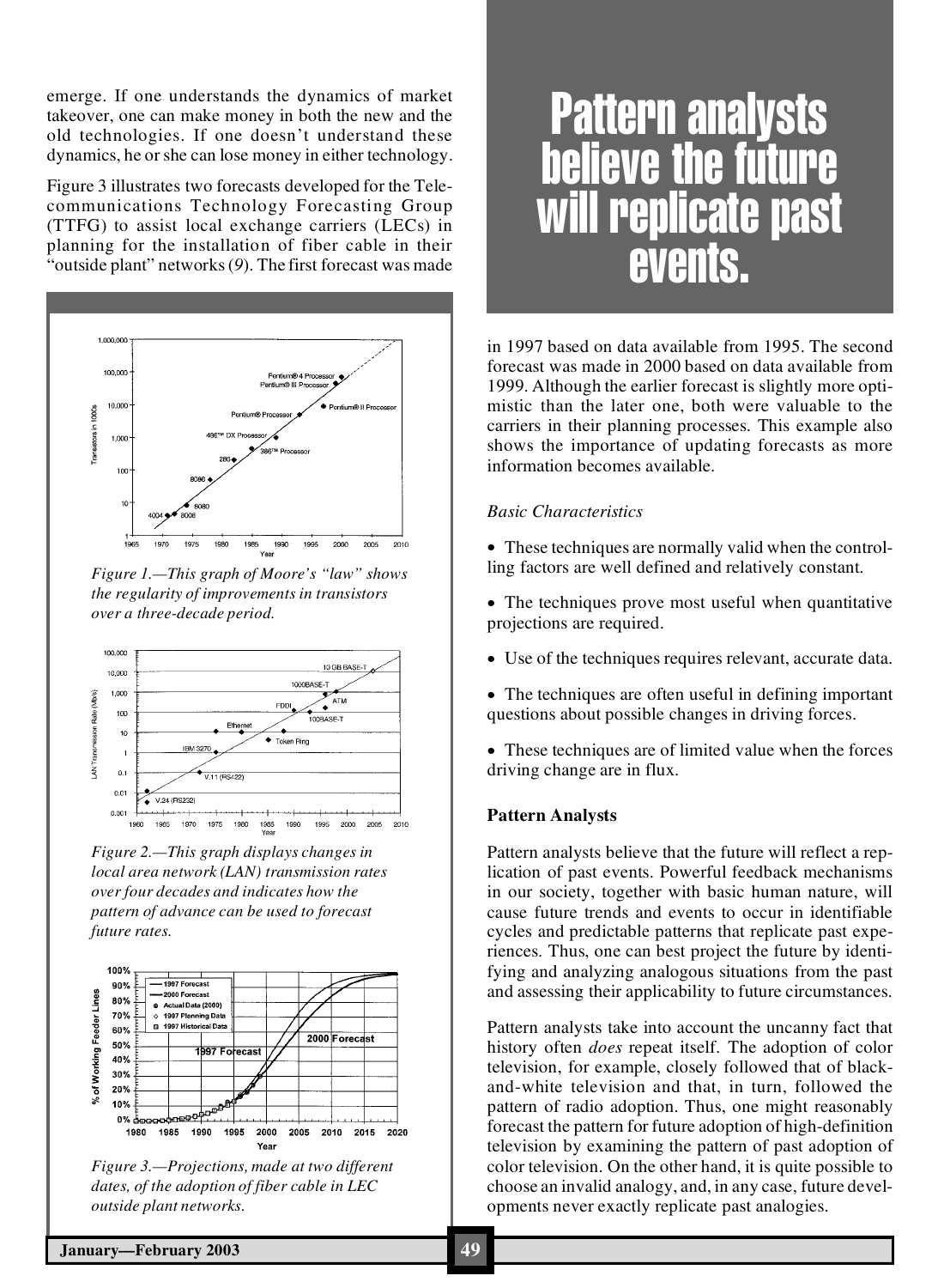emerge. If one understands the dynamics of market takeover, one can make money in both the new and the old technologies. If one doesn't understand these dynamics, he or she can lose money in either technology.

Figure 3 illustrates two forecasts developed for the Telecommunications Technology Forecasting Group (TTFG) to assist local exchange carriers (LECs) in planning for the installation of fiber cable in their "outside plant" networks (*9*). The first forecast was made in 1997 based on data available from 1995. The second forecast was made in 2000 based on data available from 1999. Although the earlier forecast is slightly more optimistic than the later one, both were valuable to the carriers in their planning processes. This example also shows the importance of updating forecasts as more information becomes available.

*Figure 1.—This graph of Moore's "law" shows the regularity of improvements in transistors over a three-decade period.*

*Figure 2.—This graph displays changes in local area network (LAN) transmission rates over four decades and indicates how the pattern of advance can be used to forecast future rates.*

*Figure 3.—Projections, made at two different dates, of the adoption of fiber cable in LEC outside plant networks.*

## Pattern analysts believe the future will replicate past events.

*Basic Characteristics*

- These techniques are normally valid when the controlling factors are well defined and relatively constant.
- The techniques prove most useful when quantitative projections are required.
- Use of the techniques requires relevant, accurate data.
- The techniques are often useful in defining important questions about possible changes in driving forces.
- These techniques are of limited value when the forces driving change are in flux.

### Pattern Analysts

Pattern analysts believe that the future will reflect a replication of past events. Powerful feedback mechanisms in our society, together with basic human nature, will cause future trends and events to occur in identifiable cycles and predictable patterns that replicate past experiences. Thus, one can best project the future by identifying and analyzing analogous situations from the past and assessing their applicability to future circumstances.

Pattern analysts take into account the uncanny fact that history often *does* repeat itself. The adoption of color television, for example, closely followed that of black-and-white television and that, in turn, followed the pattern of radio adoption. Thus, one might reasonably forecast the pattern for future adoption of high-definition television by examining the pattern of past adoption of color television. On the other hand, it is quite possible to choose an invalid analogy, and, in any case, future developments never exactly replicate past analogies.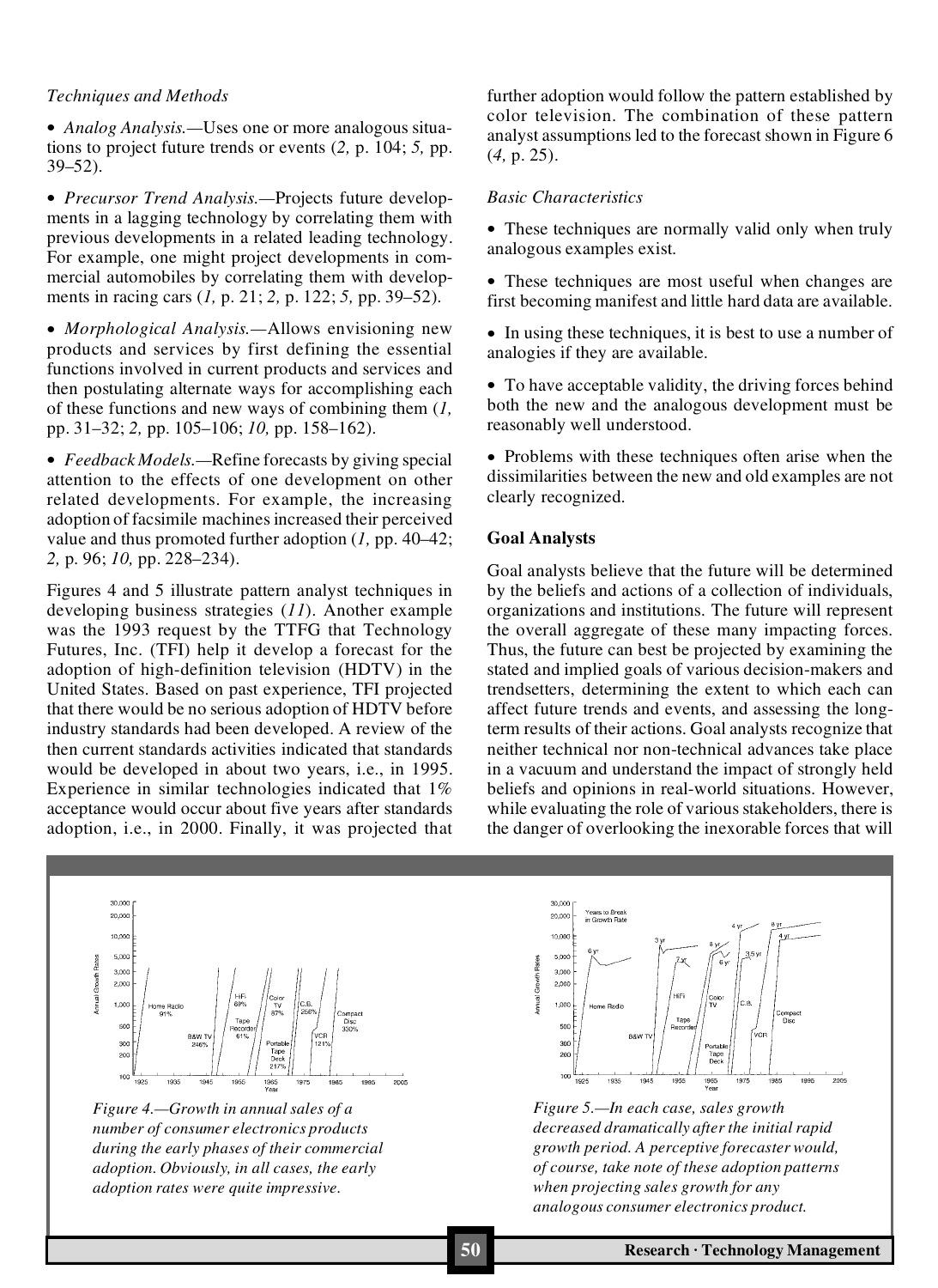*Techniques and Methods*

- *Analog Analysis.*—Uses one or more analogous situations to project future trends or events (*2,* p. 104; *5,* pp. 39–52).

- *Precursor Trend Analysis.*—Projects future developments in a lagging technology by correlating them with previous developments in a related leading technology. For example, one might project developments in commercial automobiles by correlating them with developments in racing cars (*1,* p. 21; *2,* p. 122; *5,* pp. 39–52).

- *Morphological Analysis.*—Allows envisioning new products and services by first defining the essential functions involved in current products and services and then postulating alternate ways for accomplishing each of these functions and new ways of combining them (*1,* pp. 31–32; *2,* pp. 105–106; *10,* pp. 158–162).

- *Feedback Models.*—Refine forecasts by giving special attention to the effects of one development on other related developments. For example, the increasing adoption of facsimile machines increased their perceived value and thus promoted further adoption (*1,* pp. 40–42; *2,* p. 96; *10,* pp. 228–234).

Figures 4 and 5 illustrate pattern analyst techniques in developing business strategies (*11*). Another example was the 1993 request by the TTFG that Technology Futures, Inc. (TFI) help it develop a forecast for the adoption of high-definition television (HDTV) in the United States. Based on past experience, TFI projected that there would be no serious adoption of HDTV before industry standards had been developed. A review of the then current standards activities indicated that standards would be developed in about two years, i.e., in 1995. Experience in similar technologies indicated that 1% acceptance would occur about five years after standards adoption, i.e., in 2000. Finally, it was projected that further adoption would follow the pattern established by color television. The combination of these pattern analyst assumptions led to the forecast shown in Figure 6 (*4,* p. 25).

*Basic Characteristics*

- These techniques are normally valid only when truly analogous examples exist.

- These techniques are most useful when changes are first becoming manifest and little hard data are available.

- In using these techniques, it is best to use a number of analogies if they are available.

- To have acceptable validity, the driving forces behind both the new and the analogous development must be reasonably well understood.

- Problems with these techniques often arise when the dissimilarities between the new and old examples are not clearly recognized.

**Goal Analysts**

Goal analysts believe that the future will be determined by the beliefs and actions of a collection of individuals, organizations and institutions. The future will represent the overall aggregate of these many impacting forces. Thus, the future can best be projected by examining the stated and implied goals of various decision-makers and trendsetters, determining the extent to which each can affect future trends and events, and assessing the long-term results of their actions. Goal analysts recognize that neither technical nor non-technical advances take place in a vacuum and understand the impact of strongly held beliefs and opinions in real-world situations. However, while evaluating the role of various stakeholders, there is the danger of overlooking the inexorable forces that will

*Figure 4.—Growth in annual sales of a number of consumer electronics products during the early phases of their commercial adoption. Obviously, in all cases, the early adoption rates were quite impressive.*

*Figure 5.—In each case, sales growth decreased dramatically after the initial rapid growth period. A perceptive forecaster would, of course, take note of these adoption patterns when projecting sales growth for any analogous consumer electronics product.*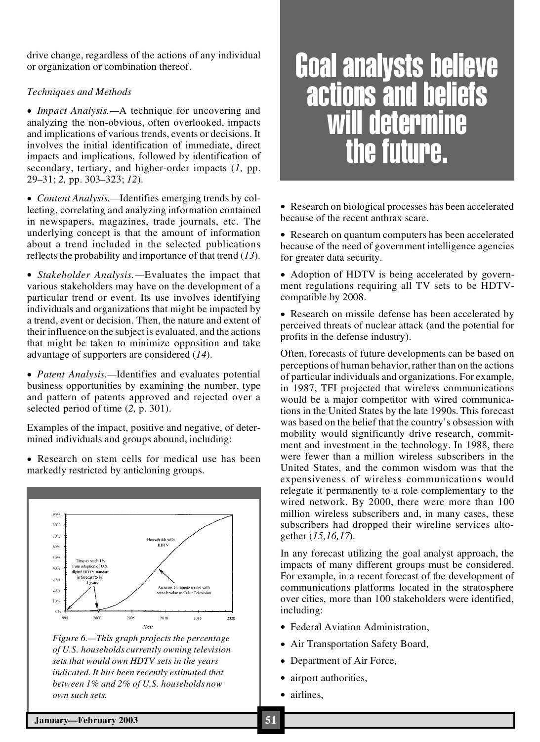drive change, regardless of the actions of any individual or organization or combination thereof.

*Techniques and Methods*

- *Impact Analysis.*—A technique for uncovering and analyzing the non-obvious, often overlooked, impacts and implications of various trends, events or decisions. It involves the initial identification of immediate, direct impacts and implications, followed by identification of secondary, tertiary, and higher-order impacts (*1,* pp. 29–31; *2,* pp. 303–323; *12*).

- *Content Analysis.*—Identifies emerging trends by collecting, correlating and analyzing information contained in newspapers, magazines, trade journals, etc. The underlying concept is that the amount of information about a trend included in the selected publications reflects the probability and importance of that trend (*13*).

- *Stakeholder Analysis.*—Evaluates the impact that various stakeholders may have on the development of a particular trend or event. Its use involves identifying individuals and organizations that might be impacted by a trend, event or decision. Then, the nature and extent of their influence on the subject is evaluated, and the actions that might be taken to minimize opposition and take advantage of supporters are considered (*14*).

- *Patent Analysis.*—Identifies and evaluates potential business opportunities by examining the number, type and pattern of patents approved and rejected over a selected period of time (*2,* p. 301).

Examples of the impact, positive and negative, of determined individuals and groups abound, including:

- Research on stem cells for medical use has been markedly restricted by anticloning groups.

*Figure 6.—This graph projects the percentage of U.S. households currently owning television sets that would own HDTV sets in the years indicated. It has been recently estimated that between 1% and 2% of U.S. households now own such sets.*

**Goal analysts believe actions and beliefs will determine the future.**

- Research on biological processes has been accelerated because of the recent anthrax scare.

- Research on quantum computers has been accelerated because of the need of government intelligence agencies for greater data security.

- Adoption of HDTV is being accelerated by government regulations requiring all TV sets to be HDTV-compatible by 2008.

- Research on missile defense has been accelerated by perceived threats of nuclear attack (and the potential for profits in the defense industry).

Often, forecasts of future developments can be based on perceptions of human behavior, rather than on the actions of particular individuals and organizations. For example, in 1987, TFI projected that wireless communications would be a major competitor with wired communications in the United States by the late 1990s. This forecast was based on the belief that the country's obsession with mobility would significantly drive research, commitment and investment in the technology. In 1988, there were fewer than a million wireless subscribers in the United States, and the common wisdom was that the expensiveness of wireless communications would relegate it permanently to a role complementary to the wired network. By 2000, there were more than 100 million wireless subscribers and, in many cases, these subscribers had dropped their wireline services altogether (*15,16,17*).

In any forecast utilizing the goal analyst approach, the impacts of many different groups must be considered. For example, in a recent forecast of the development of communications platforms located in the stratosphere over cities, more than 100 stakeholders were identified, including:

- Federal Aviation Administration,
- Air Transportation Safety Board,
- Department of Air Force,
- airport authorities,
- airlines,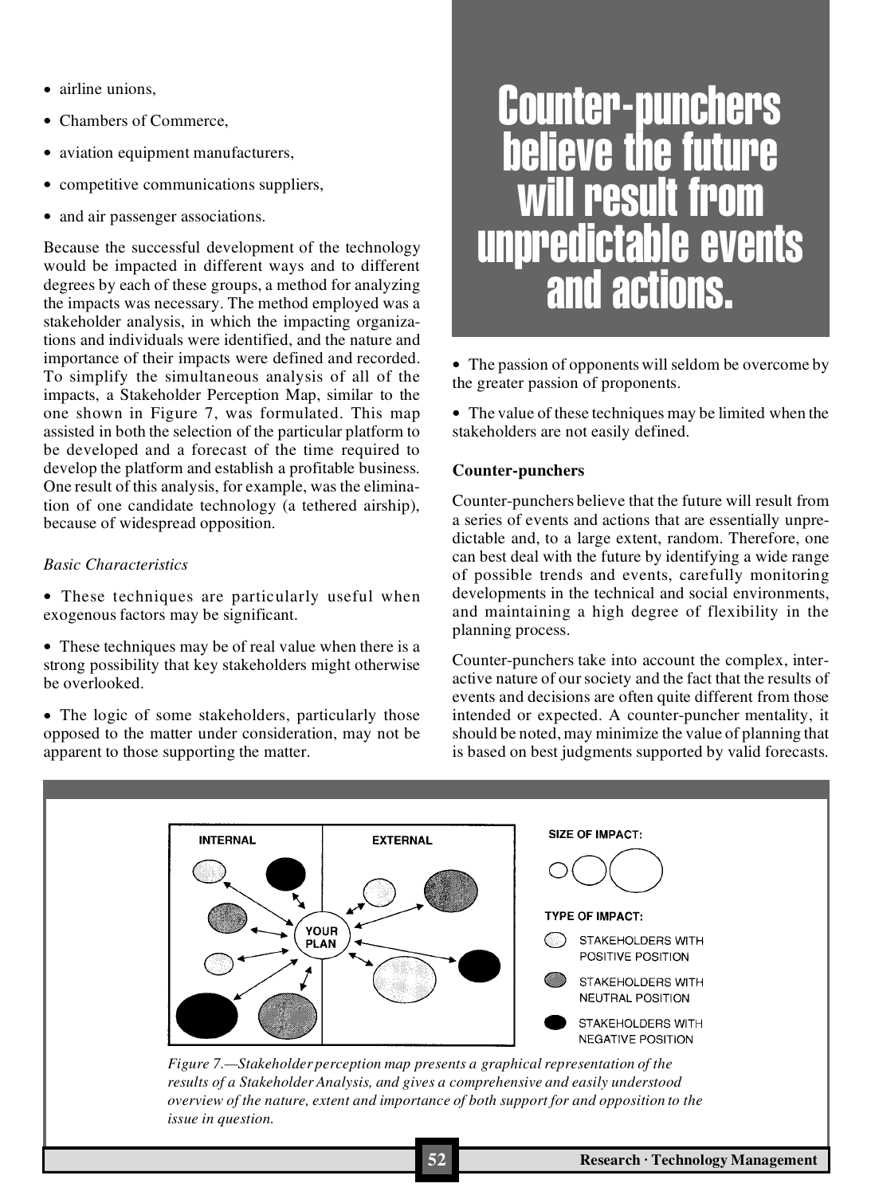- airline unions,
- Chambers of Commerce,
- aviation equipment manufacturers,
- competitive communications suppliers,
- and air passenger associations.

Because the successful development of the technology would be impacted in different ways and to different degrees by each of these groups, a method for analyzing the impacts was necessary. The method employed was a stakeholder analysis, in which the impacting organizations and individuals were identified, and the nature and importance of their impacts were defined and recorded. To simplify the simultaneous analysis of all of the impacts, a Stakeholder Perception Map, similar to the one shown in Figure 7, was formulated. This map assisted in both the selection of the particular platform to be developed and a forecast of the time required to develop the platform and establish a profitable business. One result of this analysis, for example, was the elimination of one candidate technology (a tethered airship), because of widespread opposition.

*Basic Characteristics*

- These techniques are particularly useful when exogenous factors may be significant.
- These techniques may be of real value when there is a strong possibility that key stakeholders might otherwise be overlooked.
- The logic of some stakeholders, particularly those opposed to the matter under consideration, may not be apparent to those supporting the matter.
- The passion of opponents will seldom be overcome by the greater passion of proponents.
- The value of these techniques may be limited when the stakeholders are not easily defined.

**Counter-punchers believe the future will result from unpredictable events and actions.**

### Counter-punchers

Counter-punchers believe that the future will result from a series of events and actions that are essentially unpredictable and, to a large extent, random. Therefore, one can best deal with the future by identifying a wide range of possible trends and events, carefully monitoring developments in the technical and social environments, and maintaining a high degree of flexibility in the planning process.

Counter-punchers take into account the complex, interactive nature of our society and the fact that the results of events and decisions are often quite different from those intended or expected. A counter-puncher mentality, it should be noted, may minimize the value of planning that is based on best judgments supported by valid forecasts.

INTERNAL | EXTERNAL | YOUR PLAN

SIZE OF IMPACT:

TYPE OF IMPACT:
- STAKEHOLDERS WITH POSITIVE POSITION
- STAKEHOLDERS WITH NEUTRAL POSITION
- STAKEHOLDERS WITH NEGATIVE POSITION

*Figure 7.—Stakeholder perception map presents a graphical representation of the results of a Stakeholder Analysis, and gives a comprehensive and easily understood overview of the nature, extent and importance of both support for and opposition to the issue in question.*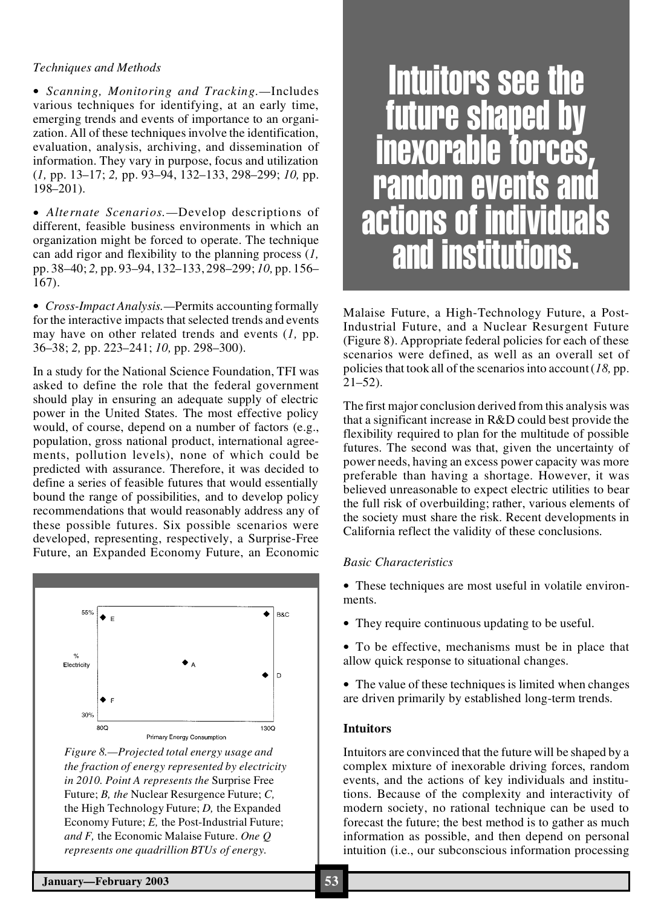*Techniques and Methods*

• *Scanning, Monitoring and Tracking.*—Includes various techniques for identifying, at an early time, emerging trends and events of importance to an organization. All of these techniques involve the identification, evaluation, analysis, archiving, and dissemination of information. They vary in purpose, focus and utilization (*1,* pp. 13–17; *2,* pp. 93–94, 132–133, 298–299; *10,* pp. 198–201).

• *Alternate Scenarios.*—Develop descriptions of different, feasible business environments in which an organization might be forced to operate. The technique can add rigor and flexibility to the planning process (*1,* pp. 38–40; *2,* pp. 93–94, 132–133, 298–299; *10,* pp. 156–167).

• *Cross-Impact Analysis.*—Permits accounting formally for the interactive impacts that selected trends and events may have on other related trends and events (*1,* pp. 36–38; *2,* pp. 223–241; *10,* pp. 298–300).

In a study for the National Science Foundation, TFI was asked to define the role that the federal government should play in ensuring an adequate supply of electric power in the United States. The most effective policy would, of course, depend on a number of factors (e.g., population, gross national product, international agreements, pollution levels), none of which could be predicted with assurance. Therefore, it was decided to define a series of feasible futures that would essentially bound the range of possibilities, and to develop policy recommendations that would reasonably address any of these possible futures. Six possible scenarios were developed, representing, respectively, a Surprise-Free Future, an Expanded Economy Future, an Economic Malaise Future, a High-Technology Future, a Post-Industrial Future, and a Nuclear Resurgent Future (Figure 8). Appropriate federal policies for each of these scenarios were defined, as well as an overall set of policies that took all of the scenarios into account (*18,* pp. 21–52).

*Figure 8.—Projected total energy usage and the fraction of energy represented by electricity in 2010. Point A represents the* Surprise Free Future; *B, the* Nuclear Resurgence Future; *C,* the High Technology Future; *D,* the Expanded Economy Future; *E,* the Post-Industrial Future; *and F,* the Economic Malaise Future. *One Q represents one quadrillion BTUs of energy.*

The first major conclusion derived from this analysis was that a significant increase in R&D could best provide the flexibility required to plan for the multitude of possible futures. The second was that, given the uncertainty of power needs, having an excess power capacity was more preferable than having a shortage. However, it was believed unreasonable to expect electric utilities to bear the full risk of overbuilding; rather, various elements of the society must share the risk. Recent developments in California reflect the validity of these conclusions.

**Intuitors see the future shaped by inexorable forces, random events and actions of individuals and institutions.**

*Basic Characteristics*

• These techniques are most useful in volatile environments.

• They require continuous updating to be useful.

• To be effective, mechanisms must be in place that allow quick response to situational changes.

• The value of these techniques is limited when changes are driven primarily by established long-term trends.

### Intuitors

Intuitors are convinced that the future will be shaped by a complex mixture of inexorable driving forces, random events, and the actions of key individuals and institutions. Because of the complexity and interactivity of modern society, no rational technique can be used to forecast the future; the best method is to gather as much information as possible, and then depend on personal intuition (i.e., our subconscious information processing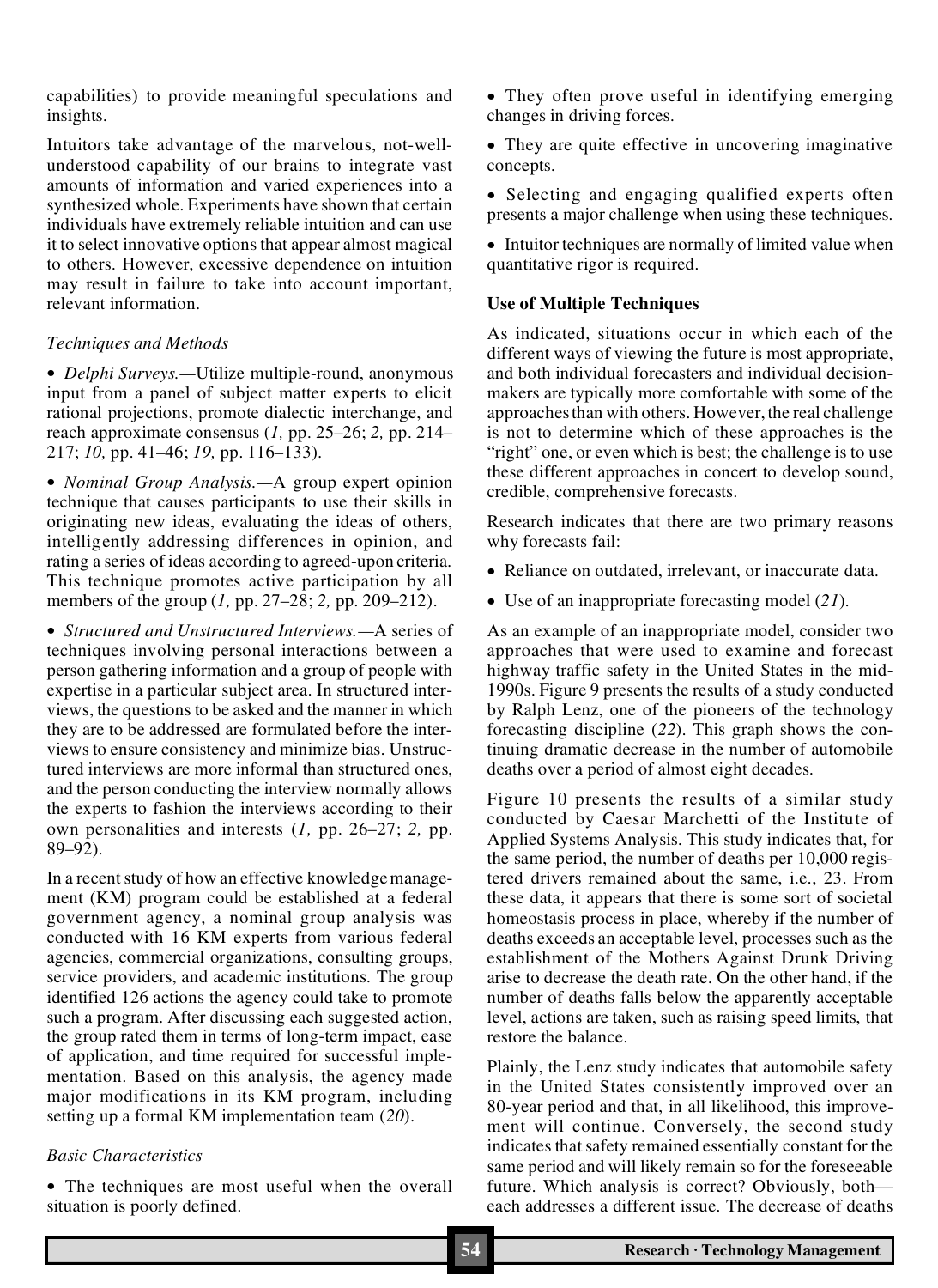capabilities) to provide meaningful speculations and insights.

Intuitors take advantage of the marvelous, not-well-understood capability of our brains to integrate vast amounts of information and varied experiences into a synthesized whole. Experiments have shown that certain individuals have extremely reliable intuition and can use it to select innovative options that appear almost magical to others. However, excessive dependence on intuition may result in failure to take into account important, relevant information.

*Techniques and Methods*

- *Delphi Surveys.*—Utilize multiple-round, anonymous input from a panel of subject matter experts to elicit rational projections, promote dialectic interchange, and reach approximate consensus (*1,* pp. 25–26; *2,* pp. 214–217; *10,* pp. 41–46; *19,* pp. 116–133).

- *Nominal Group Analysis.*—A group expert opinion technique that causes participants to use their skills in originating new ideas, evaluating the ideas of others, intelligently addressing differences in opinion, and rating a series of ideas according to agreed-upon criteria. This technique promotes active participation by all members of the group (*1,* pp. 27–28; *2,* pp. 209–212).

- *Structured and Unstructured Interviews.*—A series of techniques involving personal interactions between a person gathering information and a group of people with expertise in a particular subject area. In structured interviews, the questions to be asked and the manner in which they are to be addressed are formulated before the interviews to ensure consistency and minimize bias. Unstructured interviews are more informal than structured ones, and the person conducting the interview normally allows the experts to fashion the interviews according to their own personalities and interests (*1,* pp. 26–27; *2,* pp. 89–92).

In a recent study of how an effective knowledge management (KM) program could be established at a federal government agency, a nominal group analysis was conducted with 16 KM experts from various federal agencies, commercial organizations, consulting groups, service providers, and academic institutions. The group identified 126 actions the agency could take to promote such a program. After discussing each suggested action, the group rated them in terms of long-term impact, ease of application, and time required for successful implementation. Based on this analysis, the agency made major modifications in its KM program, including setting up a formal KM implementation team (*20*).

*Basic Characteristics*

- The techniques are most useful when the overall situation is poorly defined.
- They often prove useful in identifying emerging changes in driving forces.
- They are quite effective in uncovering imaginative concepts.
- Selecting and engaging qualified experts often presents a major challenge when using these techniques.
- Intuitor techniques are normally of limited value when quantitative rigor is required.

**Use of Multiple Techniques**

As indicated, situations occur in which each of the different ways of viewing the future is most appropriate, and both individual forecasters and individual decision-makers are typically more comfortable with some of the approaches than with others. However, the real challenge is not to determine which of these approaches is the "right" one, or even which is best; the challenge is to use these different approaches in concert to develop sound, credible, comprehensive forecasts.

Research indicates that there are two primary reasons why forecasts fail:

- Reliance on outdated, irrelevant, or inaccurate data.
- Use of an inappropriate forecasting model (*21*).

As an example of an inappropriate model, consider two approaches that were used to examine and forecast highway traffic safety in the United States in the mid-1990s. Figure 9 presents the results of a study conducted by Ralph Lenz, one of the pioneers of the technology forecasting discipline (*22*). This graph shows the continuing dramatic decrease in the number of automobile deaths over a period of almost eight decades.

Figure 10 presents the results of a similar study conducted by Caesar Marchetti of the Institute of Applied Systems Analysis. This study indicates that, for the same period, the number of deaths per 10,000 registered drivers remained about the same, i.e., 23. From these data, it appears that there is some sort of societal homeostasis process in place, whereby if the number of deaths exceeds an acceptable level, processes such as the establishment of the Mothers Against Drunk Driving arise to decrease the death rate. On the other hand, if the number of deaths falls below the apparently acceptable level, actions are taken, such as raising speed limits, that restore the balance.

Plainly, the Lenz study indicates that automobile safety in the United States consistently improved over an 80-year period and that, in all likelihood, this improvement will continue. Conversely, the second study indicates that safety remained essentially constant for the same period and will likely remain so for the foreseeable future. Which analysis is correct? Obviously, both—each addresses a different issue. The decrease of deaths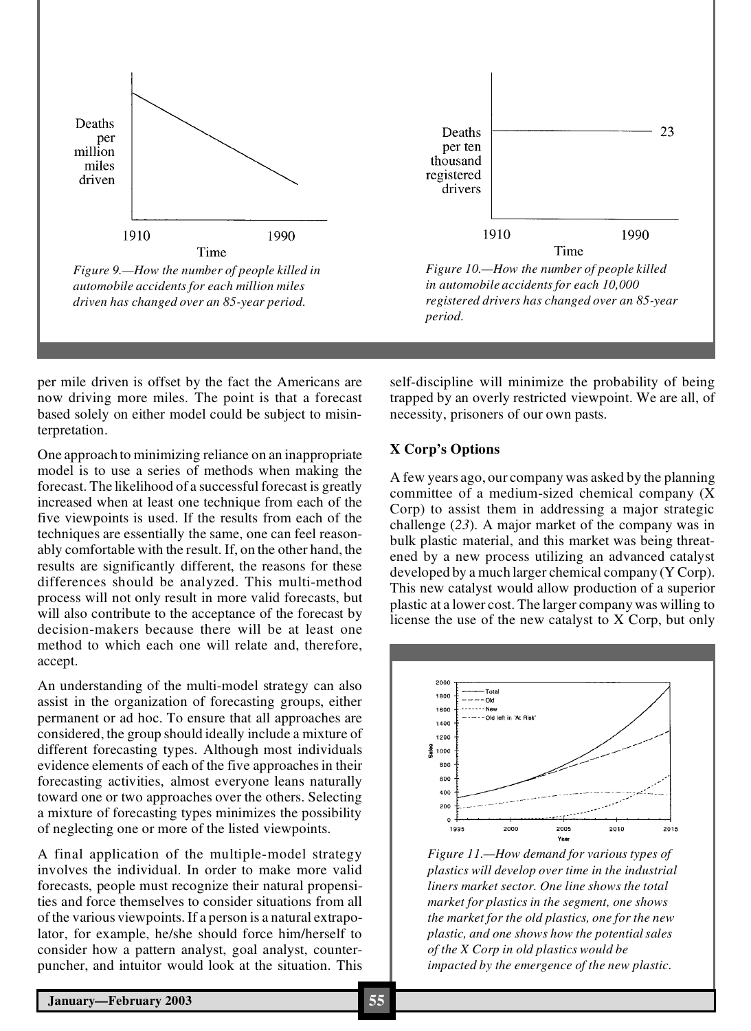Figure 9.—How the number of people killed in automobile accidents for each million miles driven has changed over an 85-year period.

Figure 10.—How the number of people killed in automobile accidents for each 10,000 registered drivers has changed over an 85-year period.

per mile driven is offset by the fact the Americans are now driving more miles. The point is that a forecast based solely on either model could be subject to misinterpretation.

One approach to minimizing reliance on an inappropriate model is to use a series of methods when making the forecast. The likelihood of a successful forecast is greatly increased when at least one technique from each of the five viewpoints is used. If the results from each of the techniques are essentially the same, one can feel reasonably comfortable with the result. If, on the other hand, the results are significantly different, the reasons for these differences should be analyzed. This multi-method process will not only result in more valid forecasts, but will also contribute to the acceptance of the forecast by decision-makers because there will be at least one method to which each one will relate and, therefore, accept.

An understanding of the multi-model strategy can also assist in the organization of forecasting groups, either permanent or ad hoc. To ensure that all approaches are considered, the group should ideally include a mixture of different forecasting types. Although most individuals evidence elements of each of the five approaches in their forecasting activities, almost everyone leans naturally toward one or two approaches over the others. Selecting a mixture of forecasting types minimizes the possibility of neglecting one or more of the listed viewpoints.

A final application of the multiple-model strategy involves the individual. In order to make more valid forecasts, people must recognize their natural propensities and force themselves to consider situations from all of the various viewpoints. If a person is a natural extrapolator, for example, he/she should force him/herself to consider how a pattern analyst, goal analyst, counterpuncher, and intuitor would look at the situation. This self-discipline will minimize the probability of being trapped by an overly restricted viewpoint. We are all, of necessity, prisoners of our own pasts.

### X Corp's Options

A few years ago, our company was asked by the planning committee of a medium-sized chemical company (X Corp) to assist them in addressing a major strategic challenge (*23*). A major market of the company was in bulk plastic material, and this market was being threatened by a new process utilizing an advanced catalyst developed by a much larger chemical company (Y Corp). This new catalyst would allow production of a superior plastic at a lower cost. The larger company was willing to license the use of the new catalyst to X Corp, but only

Figure 11.—How demand for various types of plastics will develop over time in the industrial liners market sector. One line shows the total market for plastics in the segment, one shows the market for the old plastics, one for the new plastic, and one shows how the potential sales of the X Corp in old plastics would be impacted by the emergence of the new plastic.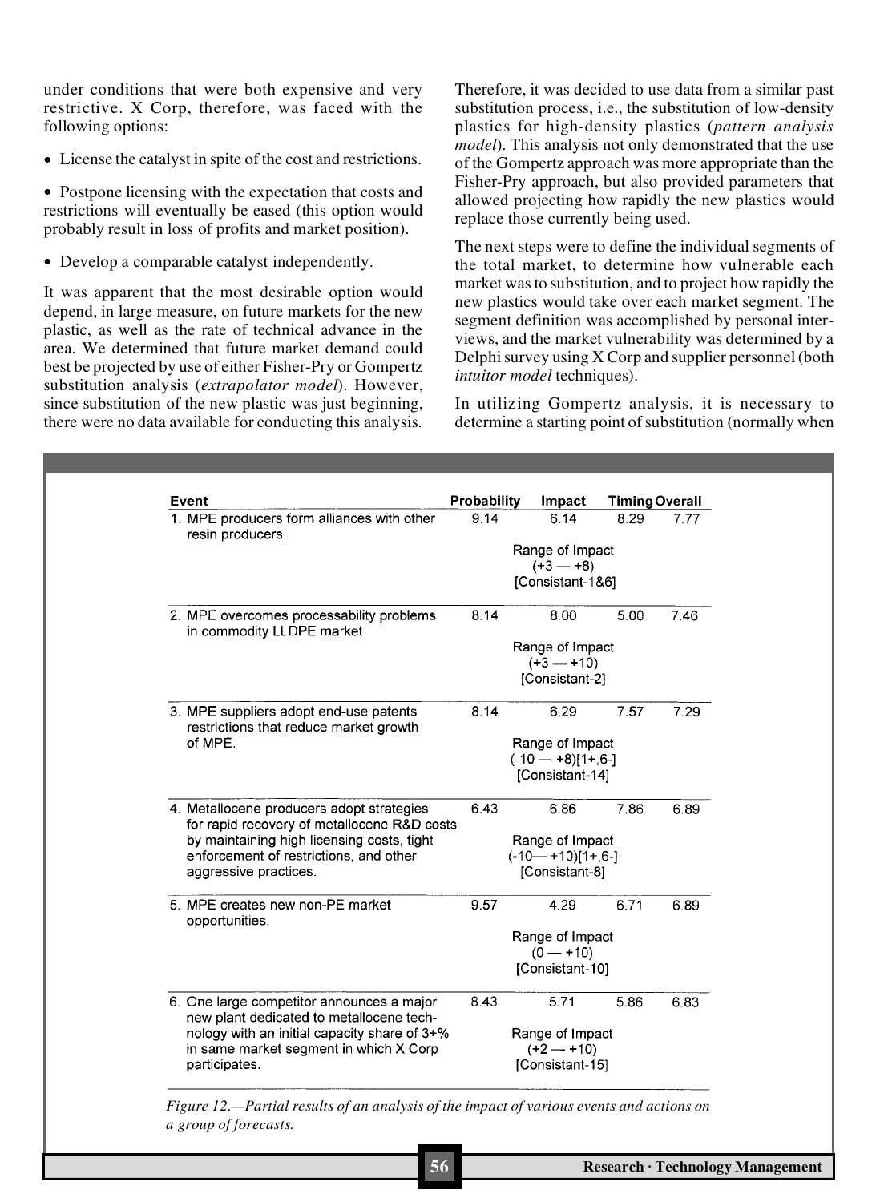under conditions that were both expensive and very restrictive. X Corp, therefore, was faced with the following options:

- License the catalyst in spite of the cost and restrictions.
- Postpone licensing with the expectation that costs and restrictions will eventually be eased (this option would probably result in loss of profits and market position).
- Develop a comparable catalyst independently.

It was apparent that the most desirable option would depend, in large measure, on future markets for the new plastic, as well as the rate of technical advance in the area. We determined that future market demand could best be projected by use of either Fisher-Pry or Gompertz substitution analysis (*extrapolator model*). However, since substitution of the new plastic was just beginning, there were no data available for conducting this analysis.

Therefore, it was decided to use data from a similar past substitution process, i.e., the substitution of low-density plastics for high-density plastics (*pattern analysis model*). This analysis not only demonstrated that the use of the Gompertz approach was more appropriate than the Fisher-Pry approach, but also provided parameters that allowed projecting how rapidly the new plastics would replace those currently being used.

The next steps were to define the individual segments of the total market, to determine how vulnerable each market was to substitution, and to project how rapidly the new plastics would take over each market segment. The segment definition was accomplished by personal interviews, and the market vulnerability was determined by a Delphi survey using X Corp and supplier personnel (both *intuitor model* techniques).

In utilizing Gompertz analysis, it is necessary to determine a starting point of substitution (normally when

| Event | Probability | Impact | Timing | Overall |
|---|---|---|---|---|
| 1. MPE producers form alliances with other resin producers. | 9.14 | 6.14<br>Range of Impact<br>(+3 — +8)<br>[Consistant-1&6] | 8.29 | 7.77 |
| 2. MPE overcomes processability problems in commodity LLDPE market. | 8.14 | 8.00<br>Range of Impact<br>(+3 — +10)<br>[Consistant-2] | 5.00 | 7.46 |
| 3. MPE suppliers adopt end-use patents restrictions that reduce market growth of MPE. | 8.14 | 6.29<br>Range of Impact<br>(-10 — +8)[1+,6-]<br>[Consistant-14] | 7.57 | 7.29 |
| 4. Metallocene producers adopt strategies for rapid recovery of metallocene R&D costs by maintaining high licensing costs, tight enforcement of restrictions, and other aggressive practices. | 6.43 | 6.86<br>Range of Impact<br>(-10— +10)[1+,6-]<br>[Consistant-8] | 7.86 | 6.89 |
| 5. MPE creates new non-PE market opportunities. | 9.57 | 4.29<br>Range of Impact<br>(0 — +10)<br>[Consistant-10] | 6.71 | 6.89 |
| 6. One large competitor announces a major new plant dedicated to metallocene technology with an initial capacity share of 3+% in same market segment in which X Corp participates. | 8.43 | 5.71<br>Range of Impact<br>(+2 — +10)<br>[Consistant-15] | 5.86 | 6.83 |

*Figure 12.—Partial results of an analysis of the impact of various events and actions on a group of forecasts.*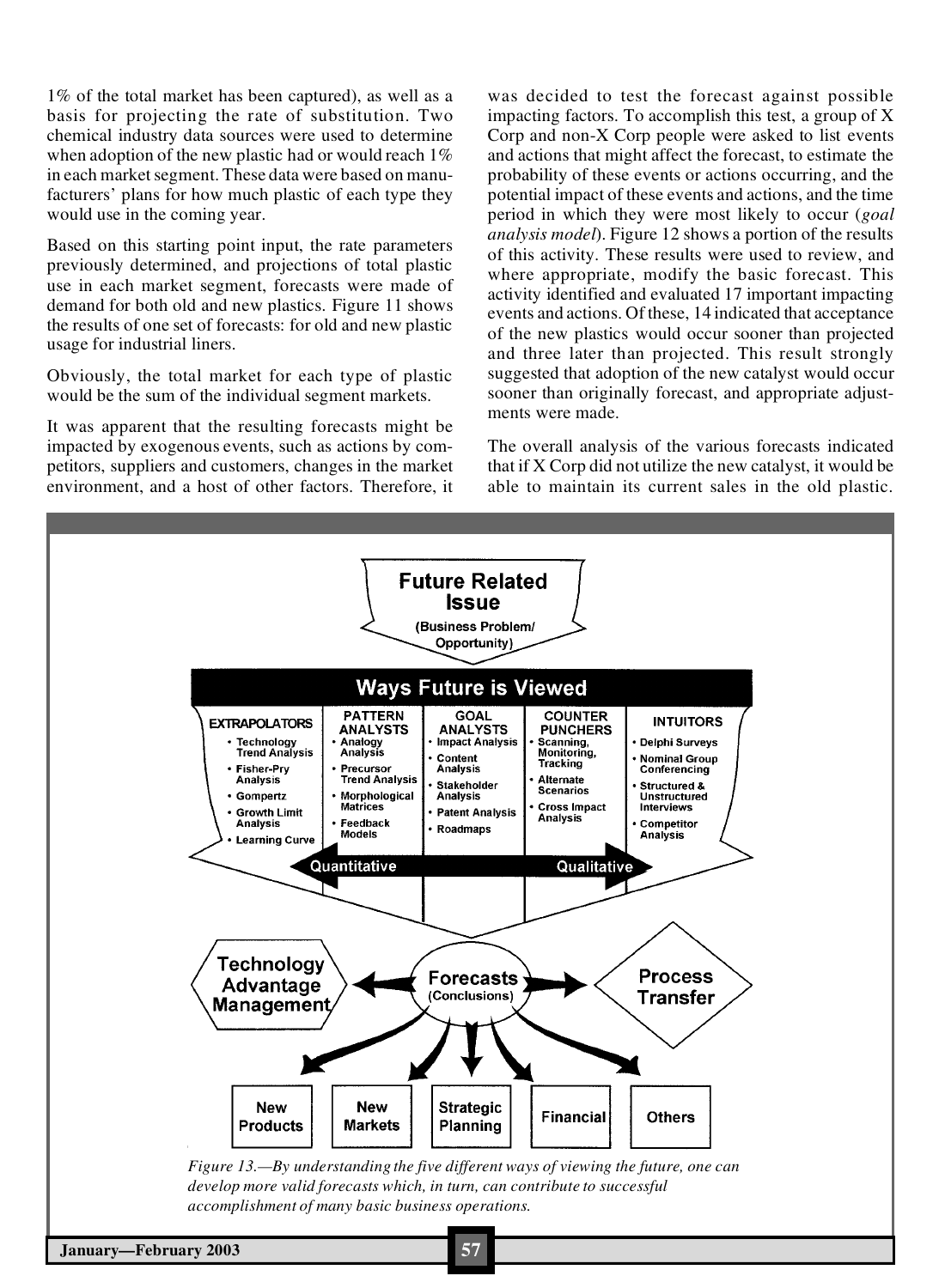1% of the total market has been captured), as well as a basis for projecting the rate of substitution. Two chemical industry data sources were used to determine when adoption of the new plastic had or would reach 1% in each market segment. These data were based on manufacturers' plans for how much plastic of each type they would use in the coming year.

Based on this starting point input, the rate parameters previously determined, and projections of total plastic use in each market segment, forecasts were made of demand for both old and new plastics. Figure 11 shows the results of one set of forecasts: for old and new plastic usage for industrial liners.

Obviously, the total market for each type of plastic would be the sum of the individual segment markets.

It was apparent that the resulting forecasts might be impacted by exogenous events, such as actions by competitors, suppliers and customers, changes in the market environment, and a host of other factors. Therefore, it was decided to test the forecast against possible impacting factors. To accomplish this test, a group of X Corp and non-X Corp people were asked to list events and actions that might affect the forecast, to estimate the probability of these events or actions occurring, and the potential impact of these events and actions, and the time period in which they were most likely to occur (*goal analysis model*). Figure 12 shows a portion of the results of this activity. These results were used to review, and where appropriate, modify the basic forecast. This activity identified and evaluated 17 important impacting events and actions. Of these, 14 indicated that acceptance of the new plastics would occur sooner than projected and three later than projected. This result strongly suggested that adoption of the new catalyst would occur sooner than originally forecast, and appropriate adjustments were made.

The overall analysis of the various forecasts indicated that if X Corp did not utilize the new catalyst, it would be able to maintain its current sales in the old plastic.

**Future Related Issue**
(Business Problem/ Opportunity)

**Ways Future is Viewed**

| EXTRAPOLATORS | PATTERN ANALYSTS | GOAL ANALYSTS | COUNTER PUNCHERS | INTUITORS |
|---|---|---|---|---|
| • Technology Trend Analysis<br>• Fisher-Pry Analysis<br>• Gompertz<br>• Growth Limit Analysis<br>• Learning Curve | • Analogy Analysis<br>• Precursor Trend Analysis<br>• Morphological Matrices<br>• Feedback Models | • Impact Analysis<br>• Content Analysis<br>• Stakeholder Analysis<br>• Patent Analysis<br>• Roadmaps | • Scanning, Monitoring, Tracking<br>• Alternate Scenarios<br>• Cross Impact Analysis | • Delphi Surveys<br>• Nominal Group Conferencing<br>• Structured & Unstructured Interviews<br>• Competitor Analysis |

Quantitative ⟷ Qualitative

Technology Advantage Management ← **Forecasts** (Conclusions) → Process Transfer

New Products | New Markets | Strategic Planning | Financial | Others

*Figure 13.—By understanding the five different ways of viewing the future, one can develop more valid forecasts which, in turn, can contribute to successful accomplishment of many basic business operations.*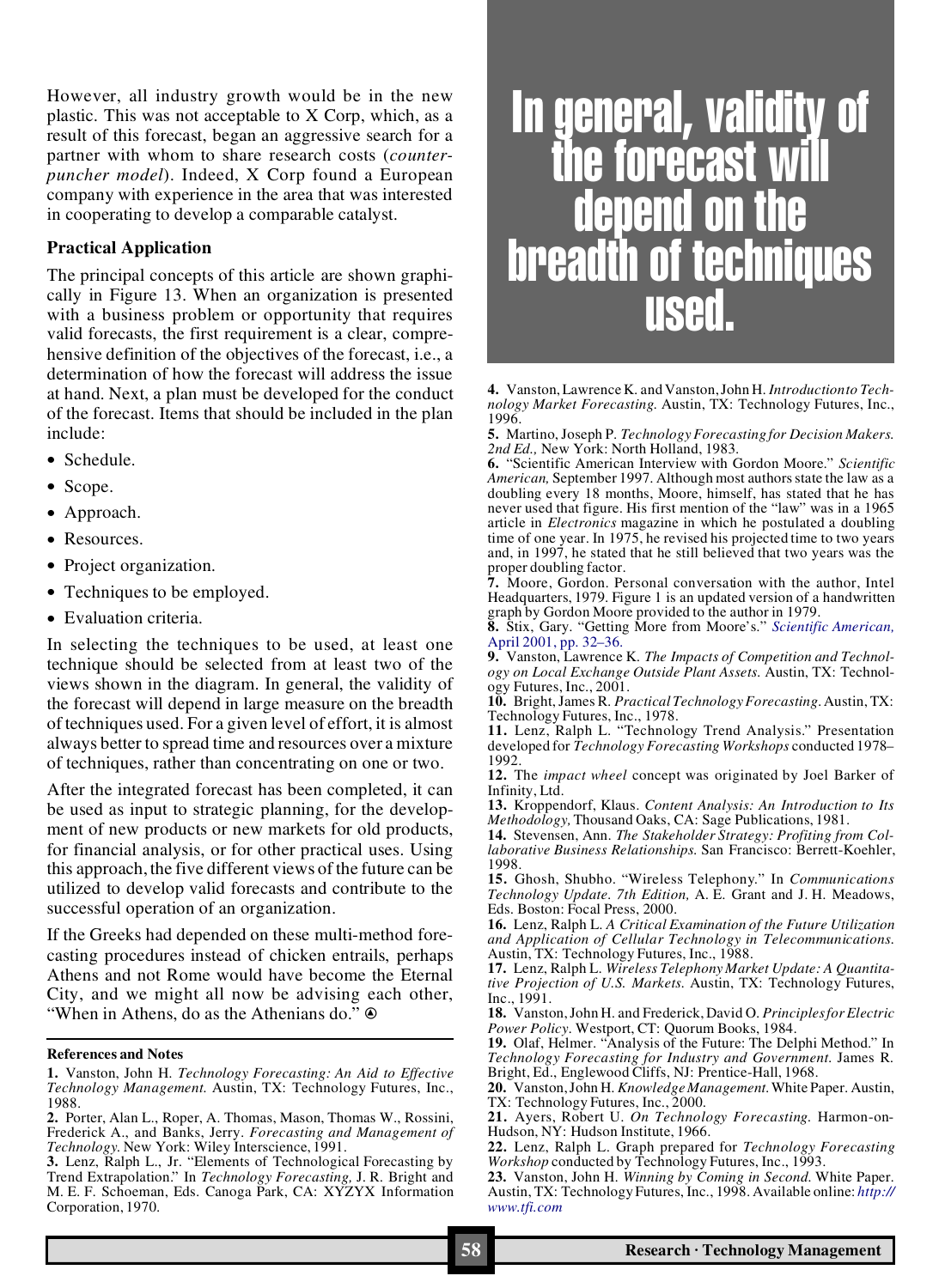However, all industry growth would be in the new plastic. This was not acceptable to X Corp, which, as a result of this forecast, began an aggressive search for a partner with whom to share research costs (*counter-puncher model*). Indeed, X Corp found a European company with experience in the area that was interested in cooperating to develop a comparable catalyst.

**Practical Application**

The principal concepts of this article are shown graphically in Figure 13. When an organization is presented with a business problem or opportunity that requires valid forecasts, the first requirement is a clear, comprehensive definition of the objectives of the forecast, i.e., a determination of how the forecast will address the issue at hand. Next, a plan must be developed for the conduct of the forecast. Items that should be included in the plan include:

- Schedule.
- Scope.
- Approach.
- Resources.
- Project organization.
- Techniques to be employed.
- Evaluation criteria.

In selecting the techniques to be used, at least one technique should be selected from at least two of the views shown in the diagram. In general, the validity of the forecast will depend in large measure on the breadth of techniques used. For a given level of effort, it is almost always better to spread time and resources over a mixture of techniques, rather than concentrating on one or two.

After the integrated forecast has been completed, it can be used as input to strategic planning, for the development of new products or new markets for old products, for financial analysis, or for other practical uses. Using this approach, the five different views of the future can be utilized to develop valid forecasts and contribute to the successful operation of an organization.

If the Greeks had depended on these multi-method forecasting procedures instead of chicken entrails, perhaps Athens and not Rome would have become the Eternal City, and we might all now be advising each other, "When in Athens, do as the Athenians do."

**In general, validity of the forecast will depend on the breadth of techniques used.**

**References and Notes**

**1.** Vanston, John H. *Technology Forecasting: An Aid to Effective Technology Management.* Austin, TX: Technology Futures, Inc., 1988.

**2.** Porter, Alan L., Roper, A. Thomas, Mason, Thomas W., Rossini, Frederick A., and Banks, Jerry. *Forecasting and Management of Technology.* New York: Wiley Interscience, 1991.

**3.** Lenz, Ralph L., Jr. "Elements of Technological Forecasting by Trend Extrapolation." In *Technology Forecasting,* J. R. Bright and M. E. F. Schoeman, Eds. Canoga Park, CA: XYZYX Information Corporation, 1970.

**4.** Vanston, Lawrence K. and Vanston, John H. *Introduction to Technology Market Forecasting.* Austin, TX: Technology Futures, Inc., 1996.

**5.** Martino, Joseph P. *Technology Forecasting for Decision Makers. 2nd Ed.,* New York: North Holland, 1983.

**6.** "Scientific American Interview with Gordon Moore." *Scientific American,* September 1997. Although most authors state the law as a doubling every 18 months, Moore, himself, has stated that he has never used that figure. His first mention of the "law" was in a 1965 article in *Electronics* magazine in which he postulated a doubling time of one year. In 1975, he revised his projected time to two years and, in 1997, he stated that he still believed that two years was the proper doubling factor.

**7.** Moore, Gordon. Personal conversation with the author, Intel Headquarters, 1979. Figure 1 is an updated version of a handwritten graph by Gordon Moore provided to the author in 1979.

**8.** Stix, Gary. "Getting More from Moore's." *Scientific American,* April 2001, pp. 32–36.

**9.** Vanston, Lawrence K. *The Impacts of Competition and Technology on Local Exchange Outside Plant Assets.* Austin, TX: Technology Futures, Inc., 2001.

**10.** Bright, James R. *Practical Technology Forecasting.* Austin, TX: Technology Futures, Inc., 1978.

**11.** Lenz, Ralph L. "Technology Trend Analysis." Presentation developed for *Technology Forecasting Workshops* conducted 1978–1992.

**12.** The *impact wheel* concept was originated by Joel Barker of Infinity, Ltd.

**13.** Kroppendorf, Klaus. *Content Analysis: An Introduction to Its Methodology,* Thousand Oaks, CA: Sage Publications, 1981.

**14.** Stevensen, Ann. *The Stakeholder Strategy: Profiting from Collaborative Business Relationships.* San Francisco: Berrett-Koehler, 1998.

**15.** Ghosh, Shubho. "Wireless Telephony." In *Communications Technology Update. 7th Edition,* A. E. Grant and J. H. Meadows, Eds. Boston: Focal Press, 2000.

**16.** Lenz, Ralph L. *A Critical Examination of the Future Utilization and Application of Cellular Technology in Telecommunications.* Austin, TX: Technology Futures, Inc., 1988.

**17.** Lenz, Ralph L. *Wireless Telephony Market Update: A Quantitative Projection of U.S. Markets.* Austin, TX: Technology Futures, Inc., 1991.

**18.** Vanston, John H. and Frederick, David O. *Principles for Electric Power Policy.* Westport, CT: Quorum Books, 1984.

**19.** Olaf, Helmer. "Analysis of the Future: The Delphi Method." In *Technology Forecasting for Industry and Government.* James R. Bright, Ed., Englewood Cliffs, NJ: Prentice-Hall, 1968.

**20.** Vanston, John H. *Knowledge Management.* White Paper. Austin, TX: Technology Futures, Inc., 2000.

**21.** Ayers, Robert U. *On Technology Forecasting.* Harmon-on-Hudson, NY: Hudson Institute, 1966.

**22.** Lenz, Ralph L. Graph prepared for *Technology Forecasting Workshop* conducted by Technology Futures, Inc., 1993.

**23.** Vanston, John H. *Winning by Coming in Second.* White Paper. Austin, TX: Technology Futures, Inc., 1998. Available online: *http://www.tfi.com*